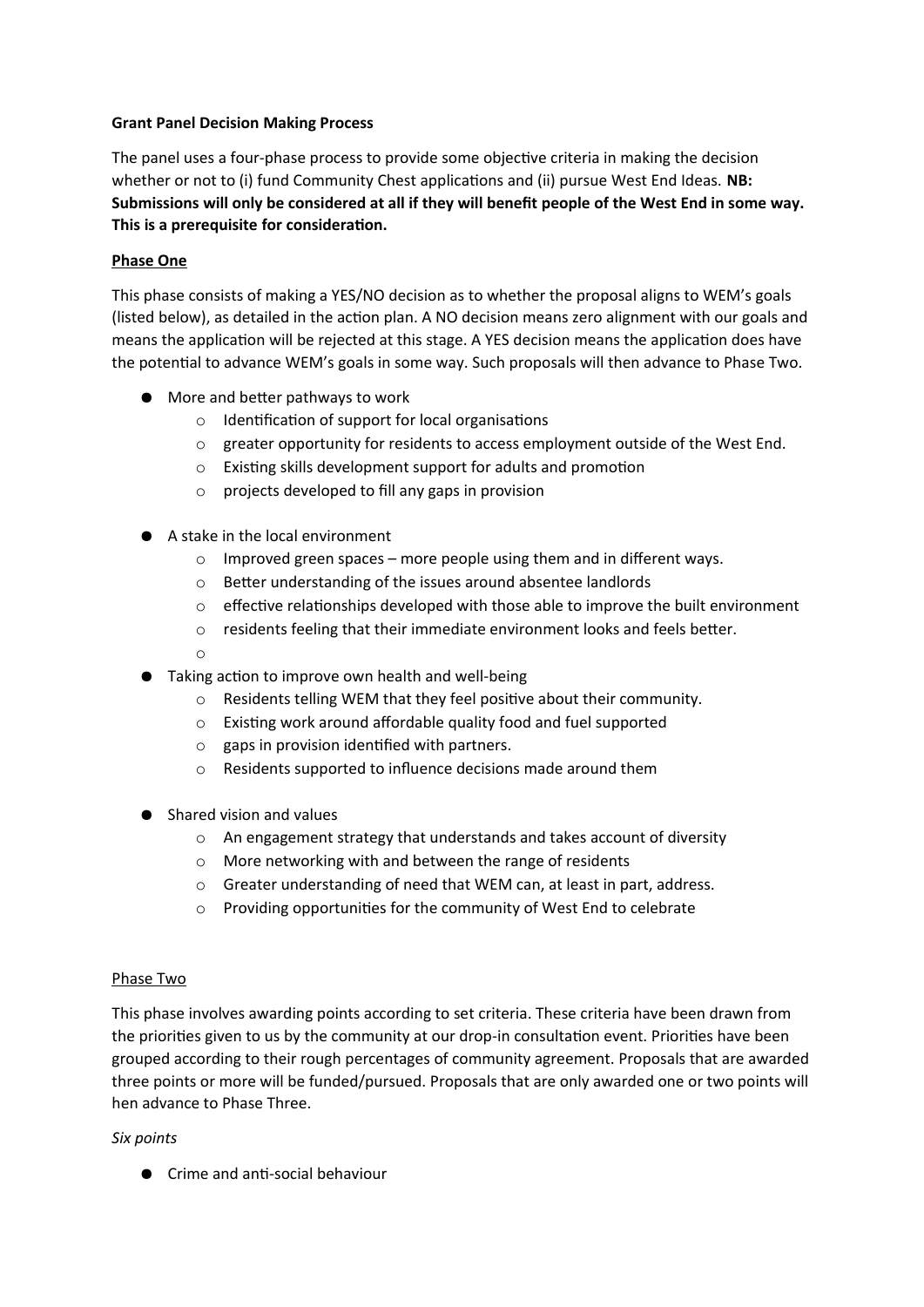**Grant Panel Decision Making Process**

The panel uses a four-phase process to provide some objective criteria in making the decision whether or not to (i) fund Community Chest applications and (ii) pursue West End Ideas. **NB: Submissions will only be considered at all if they will benefit people of the West End in some way. This is a prerequisite for consideration.**

**Phase One**

This phase consists of making a YES/NO decision as to whether the proposal aligns to WEM's goals (listed below), as detailed in the action plan. A NO decision means zero alignment with our goals and means the application will be rejected at this stage. A YES decision means the application does have the potential to advance WEM's goals in some way. Such proposals will then advance to Phase Two.

- More and better pathways to work
  - Identification of support for local organisations
  - greater opportunity for residents to access employment outside of the West End.
  - Existing skills development support for adults and promotion
  - projects developed to fill any gaps in provision
- A stake in the local environment
  - Improved green spaces – more people using them and in different ways.
  - Better understanding of the issues around absentee landlords
  - effective relationships developed with those able to improve the built environment
  - residents feeling that their immediate environment looks and feels better.
- Taking action to improve own health and well-being
  - Residents telling WEM that they feel positive about their community.
  - Existing work around affordable quality food and fuel supported
  - gaps in provision identified with partners.
  - Residents supported to influence decisions made around them
- Shared vision and values
  - An engagement strategy that understands and takes account of diversity
  - More networking with and between the range of residents
  - Greater understanding of need that WEM can, at least in part, address.
  - Providing opportunities for the community of West End to celebrate

Phase Two

This phase involves awarding points according to set criteria. These criteria have been drawn from the priorities given to us by the community at our drop-in consultation event. Priorities have been grouped according to their rough percentages of community agreement. Proposals that are awarded three points or more will be funded/pursued. Proposals that are only awarded one or two points will hen advance to Phase Three.

*Six points*

- Crime and anti-social behaviour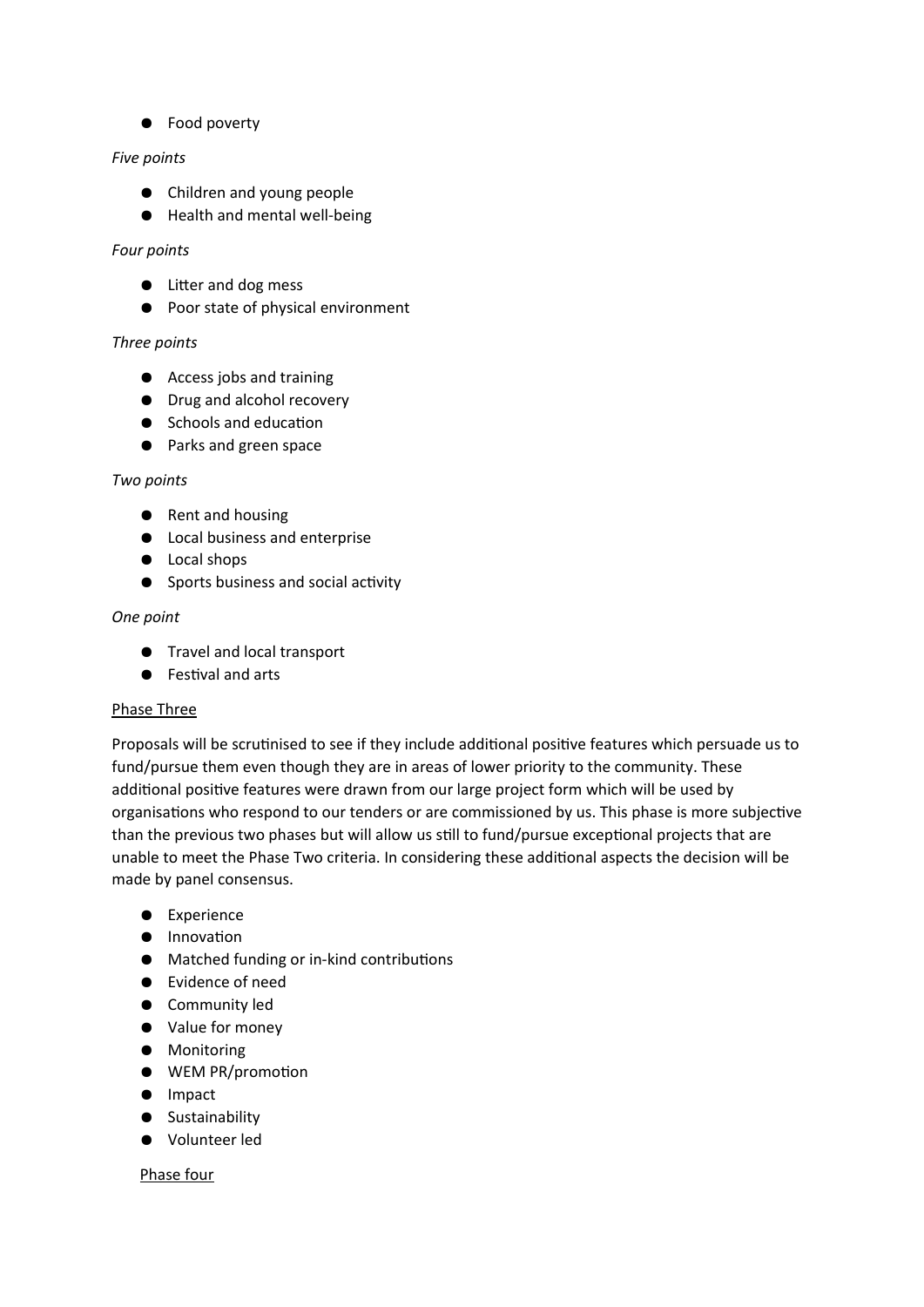- Food poverty

*Five points*

- Children and young people
- Health and mental well-being

*Four points*

- Litter and dog mess
- Poor state of physical environment

*Three points*

- Access jobs and training
- Drug and alcohol recovery
- Schools and education
- Parks and green space

*Two points*

- Rent and housing
- Local business and enterprise
- Local shops
- Sports business and social activity

*One point*

- Travel and local transport
- Festival and arts

<u>Phase Three</u>

Proposals will be scrutinised to see if they include additional positive features which persuade us to fund/pursue them even though they are in areas of lower priority to the community. These additional positive features were drawn from our large project form which will be used by organisations who respond to our tenders or are commissioned by us. This phase is more subjective than the previous two phases but will allow us still to fund/pursue exceptional projects that are unable to meet the Phase Two criteria. In considering these additional aspects the decision will be made by panel consensus.

- Experience
- Innovation
- Matched funding or in-kind contributions
- Evidence of need
- Community led
- Value for money
- Monitoring
- WEM PR/promotion
- Impact
- Sustainability
- Volunteer led

<u>Phase four</u>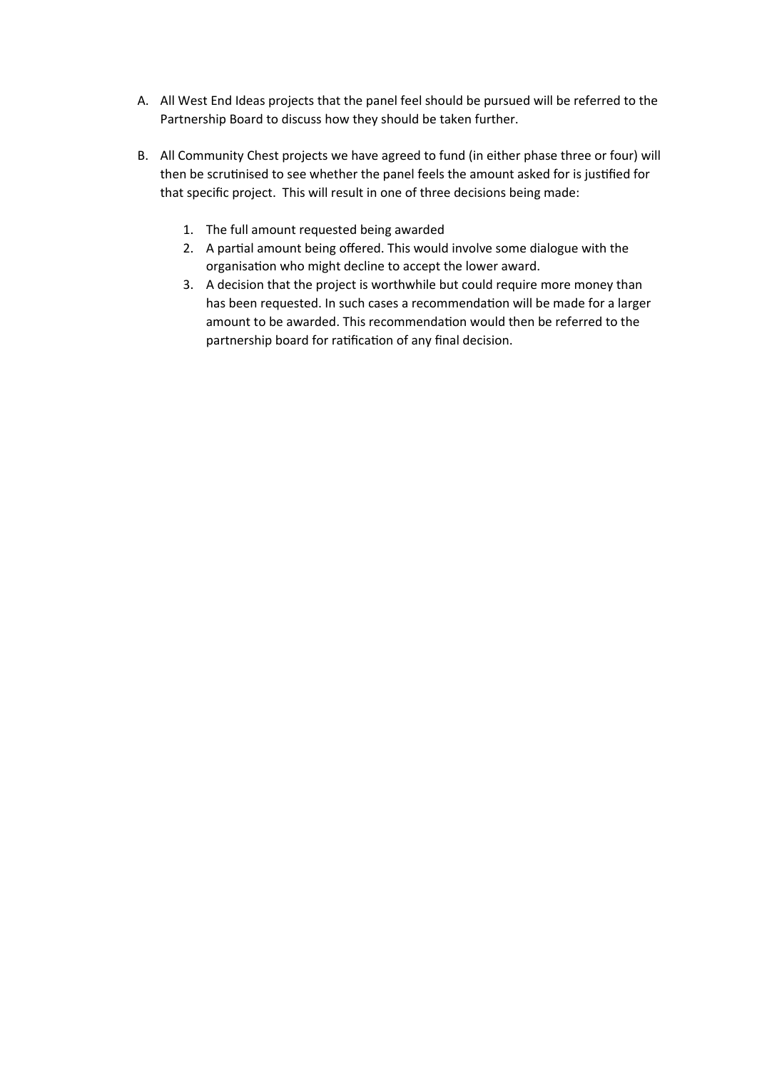A. All West End Ideas projects that the panel feel should be pursued will be referred to the Partnership Board to discuss how they should be taken further.

B. All Community Chest projects we have agreed to fund (in either phase three or four) will then be scrutinised to see whether the panel feels the amount asked for is justified for that specific project. This will result in one of three decisions being made:

   1. The full amount requested being awarded
   2. A partial amount being offered. This would involve some dialogue with the organisation who might decline to accept the lower award.
   3. A decision that the project is worthwhile but could require more money than has been requested. In such cases a recommendation will be made for a larger amount to be awarded. This recommendation would then be referred to the partnership board for ratification of any final decision.